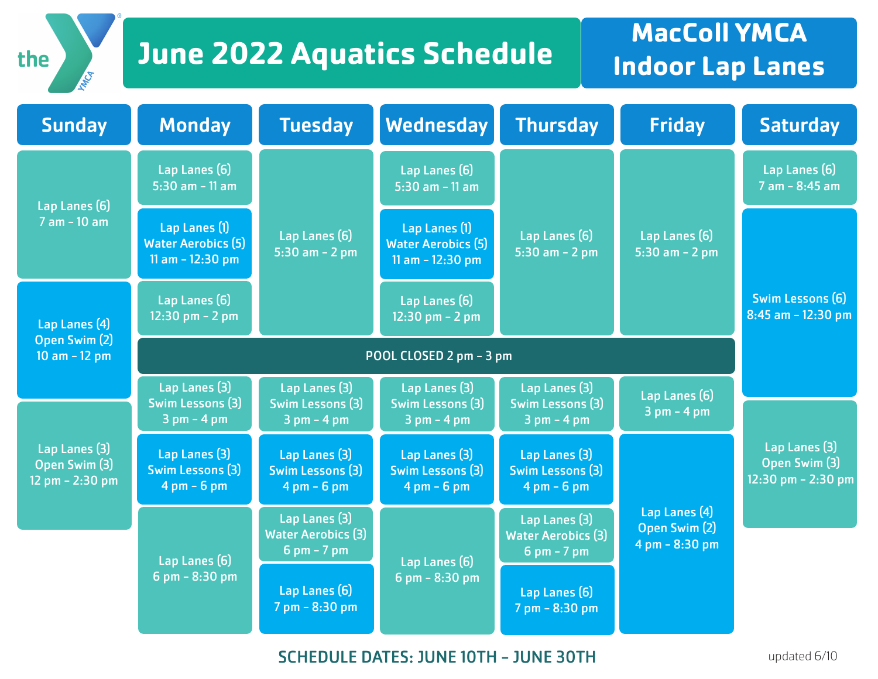# June 2022 Aquatics Schedule

## MacColl YMCA Indoor Lap Lanes

| Sunday | Monday | Tuesday | Wednesday | Thursday | Friday | Saturday |
|---|---|---|---|---|---|---|
| Lap Lanes (6) 7 am - 10 am | Lap Lanes (6) 5:30 am - 11 am | Lap Lanes (6) 5:30 am - 2 pm | Lap Lanes (6) 5:30 am - 11 am | Lap Lanes (6) 5:30 am - 2 pm | Lap Lanes (6) 5:30 am - 2 pm | Lap Lanes (6) 7 am - 8:45 am |
| Lap Lanes (4) Open Swim (2) 10 am - 12 pm | Lap Lanes (1) Water Aerobics (5) 11 am - 12:30 pm | | Lap Lanes (1) Water Aerobics (5) 11 am - 12:30 pm | | | Swim Lessons (6) 8:45 am - 12:30 pm |
| Lap Lanes (3) Open Swim (3) 12 pm - 2:30 pm | Lap Lanes (6) 12:30 pm - 2 pm | | Lap Lanes (6) 12:30 pm - 2 pm | | | Lap Lanes (3) Open Swim (3) 12:30 pm - 2:30 pm |
| | POOL CLOSED 2 pm - 3 pm | POOL CLOSED 2 pm - 3 pm | POOL CLOSED 2 pm - 3 pm | POOL CLOSED 2 pm - 3 pm | POOL CLOSED 2 pm - 3 pm | |
| | Lap Lanes (3) Swim Lessons (3) 3 pm - 4 pm | Lap Lanes (3) Swim Lessons (3) 3 pm - 4 pm | Lap Lanes (3) Swim Lessons (3) 3 pm - 4 pm | Lap Lanes (3) Swim Lessons (3) 3 pm - 4 pm | Lap Lanes (6) 3 pm - 4 pm | |
| | Lap Lanes (3) Swim Lessons (3) 4 pm - 6 pm | Lap Lanes (3) Swim Lessons (3) 4 pm - 6 pm | Lap Lanes (3) Swim Lessons (3) 4 pm - 6 pm | Lap Lanes (3) Swim Lessons (3) 4 pm - 6 pm | Lap Lanes (4) Open Swim (2) 4 pm - 8:30 pm | |
| | Lap Lanes (6) 6 pm - 8:30 pm | Lap Lanes (3) Water Aerobics (3) 6 pm - 7 pm | Lap Lanes (6) 6 pm - 8:30 pm | Lap Lanes (3) Water Aerobics (3) 6 pm - 7 pm | | |
| | | Lap Lanes (6) 7 pm - 8:30 pm | | Lap Lanes (6) 7 pm - 8:30 pm | | |

**SCHEDULE DATES: JUNE 10TH - JUNE 30TH**

updated 6/10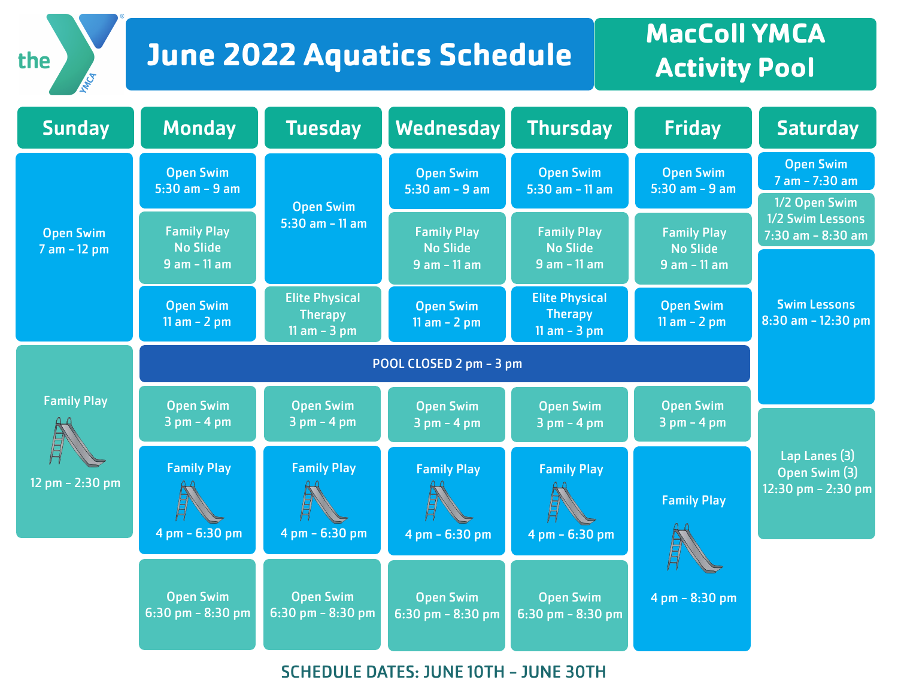# June 2022 Aquatics Schedule

## MacColl YMCA Activity Pool

**Sunday**
- Open Swim 7 am – 12 pm
- Family Play 12 pm – 2:30 pm

**Monday**
- Open Swim 5:30 am – 9 am
- Family Play No Slide 9 am – 11 am
- Open Swim 11 am – 2 pm
- POOL CLOSED 2 pm – 3 pm
- Open Swim 3 pm – 4 pm
- Family Play 4 pm – 6:30 pm
- Open Swim 6:30 pm – 8:30 pm

**Tuesday**
- Open Swim 5:30 am – 11 am
- Elite Physical Therapy 11 am – 3 pm
- Open Swim 3 pm – 4 pm
- Family Play 4 pm – 6:30 pm
- Open Swim 6:30 pm – 8:30 pm

**Wednesday**
- Open Swim 5:30 am – 9 am
- Family Play No Slide 9 am – 11 am
- Open Swim 11 am – 2 pm
- POOL CLOSED 2 pm – 3 pm
- Open Swim 3 pm – 4 pm
- Family Play 4 pm – 6:30 pm
- Open Swim 6:30 pm – 8:30 pm

**Thursday**
- Open Swim 5:30 am – 11 am
- Family Play No Slide 9 am – 11 am
- Elite Physical Therapy 11 am – 3 pm
- Open Swim 3 pm – 4 pm
- Family Play 4 pm – 6:30 pm
- Open Swim 6:30 pm – 8:30 pm

**Friday**
- Open Swim 5:30 am – 9 am
- Family Play No Slide 9 am – 11 am
- Open Swim 11 am – 2 pm
- POOL CLOSED 2 pm – 3 pm
- Open Swim 3 pm – 4 pm
- Family Play 4 pm – 8:30 pm

**Saturday**
- Open Swim 7 am – 7:30 am
- 1/2 Open Swim 1/2 Swim Lessons 7:30 am – 8:30 am
- Swim Lessons 8:30 am – 12:30 pm
- Lap Lanes (3) Open Swim (3) 12:30 pm – 2:30 pm

SCHEDULE DATES: JUNE 10TH – JUNE 30TH